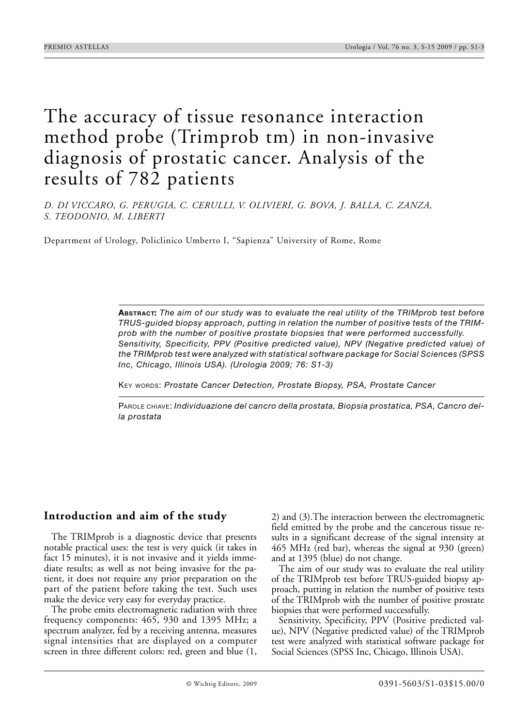# The accuracy of tissue resonance interaction method probe (Trimprob tm) in non-invasive diagnosis of prostatic cancer. Analysis of the results of 782 patients

*D. DI VICCARO, G. PERUGIA, C. CERULLI, V. OLIVIERI, G. BOVA, J. BALLA, C. ZANZA, S. TEODONIO, M. LIBERTI*

Department of Urology, Policlinico Umberto I, "Sapienza" University of Rome, Rome

**ABSTRACT:** *The aim of our study was to evaluate the real utility of the TRIMprob test before TRUS-guided biopsy approach, putting in relation the number of positive tests of the TRIMprob with the number of positive prostate biopsies that were performed successfully. Sensitivity, Specificity, PPV (Positive predicted value), NPV (Negative predicted value) of the TRIMprob test were analyzed with statistical software package for Social Sciences (SPSS Inc, Chicago, Illinois USA). (Urologia 2009; 76: S1-3)*

KEY WORDS: *Prostate Cancer Detection, Prostate Biopsy, PSA, Prostate Cancer*

PAROLE CHIAVE: *Individuazione del cancro della prostata, Biopsia prostatica, PSA, Cancro della prostata*

## Introduction and aim of the study

The TRIMprob is a diagnostic device that presents notable practical uses: the test is very quick (it takes in fact 15 minutes), it is not invasive and it yields immediate results; as well as not being invasive for the patient, it does not require any prior preparation on the part of the patient before taking the test. Such uses make the device very easy for everyday practice.

The probe emits electromagnetic radiation with three frequency components: 465, 930 and 1395 MHz; a spectrum analyzer, fed by a receiving antenna, measures signal intensities that are displayed on a computer screen in three different colors: red, green and blue (1, 2) and (3).The interaction between the electromagnetic field emitted by the probe and the cancerous tissue results in a significant decrease of the signal intensity at 465 MHz (red bar), whereas the signal at 930 (green) and at 1395 (blue) do not change.

The aim of our study was to evaluate the real utility of the TRIMprob test before TRUS-guided biopsy approach, putting in relation the number of positive tests of the TRIMprob with the number of positive prostate biopsies that were performed successfully.

Sensitivity, Specificity, PPV (Positive predicted value), NPV (Negative predicted value) of the TRIMprob test were analyzed with statistical software package for Social Sciences (SPSS Inc, Chicago, Illinois USA).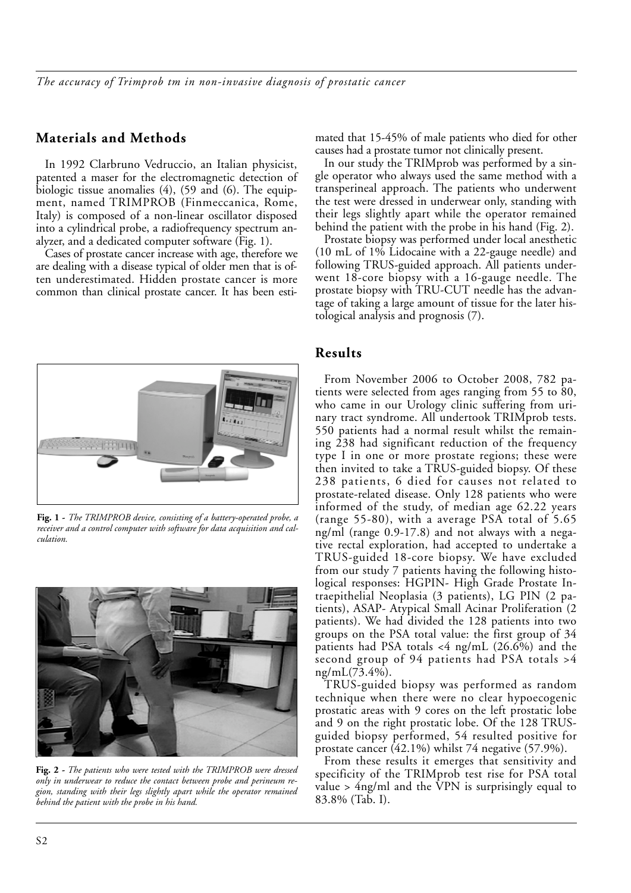## Materials and Methods

In 1992 Clarbruno Vedruccio, an Italian physicist, patented a maser for the electromagnetic detection of biologic tissue anomalies (4), (59 and (6). The equipment, named TRIMPROB (Finmeccanica, Rome, Italy) is composed of a non-linear oscillator disposed into a cylindrical probe, a radiofrequency spectrum analyzer, and a dedicated computer software (Fig. 1).

Cases of prostate cancer increase with age, therefore we are dealing with a disease typical of older men that is often underestimated. Hidden prostate cancer is more common than clinical prostate cancer. It has been estimated that 15-45% of male patients who died for other causes had a prostate tumor not clinically present.

In our study the TRIMprob was performed by a single operator who always used the same method with a transperineal approach. The patients who underwent the test were dressed in underwear only, standing with their legs slightly apart while the operator remained behind the patient with the probe in his hand (Fig. 2).

Prostate biopsy was performed under local anesthetic (10 mL of 1% Lidocaine with a 22-gauge needle) and following TRUS-guided approach. All patients underwent 18-core biopsy with a 16-gauge needle. The prostate biopsy with TRU-CUT needle has the advantage of taking a large amount of tissue for the later histological analysis and prognosis (7).

**Fig. 1** - *The TRIMPROB device, consisting of a battery-operated probe, a receiver and a control computer with software for data acquisition and calculation.*

**Fig. 2** - *The patients who were tested with the TRIMPROB were dressed only in underwear to reduce the contact between probe and perineum region, standing with their legs slightly apart while the operator remained behind the patient with the probe in his hand.*

## Results

From November 2006 to October 2008, 782 patients were selected from ages ranging from 55 to 80, who came in our Urology clinic suffering from urinary tract syndrome. All undertook TRIMprob tests. 550 patients had a normal result whilst the remaining 238 had significant reduction of the frequency type I in one or more prostate regions; these were then invited to take a TRUS-guided biopsy. Of these 238 patients, 6 died for causes not related to prostate-related disease. Only 128 patients who were informed of the study, of median age 62.22 years (range 55-80), with a average PSA total of 5.65 ng/ml (range 0.9-17.8) and not always with a negative rectal exploration, had accepted to undertake a TRUS-guided 18-core biopsy. We have excluded from our study 7 patients having the following histological responses: HGPIN- High Grade Prostate Intraepithelial Neoplasia (3 patients), LG PIN (2 patients), ASAP- Atypical Small Acinar Proliferation (2 patients). We had divided the 128 patients into two groups on the PSA total value: the first group of 34 patients had PSA totals <4 ng/mL (26.6%) and the second group of 94 patients had PSA totals >4 ng/mL(73.4%).

TRUS-guided biopsy was performed as random technique when there were no clear hypoecogenic prostatic areas with 9 cores on the left prostatic lobe and 9 on the right prostatic lobe. Of the 128 TRUS-guided biopsy performed, 54 resulted positive for prostate cancer (42.1%) whilst 74 negative (57.9%).

From these results it emerges that sensitivity and specificity of the TRIMprob test rise for PSA total value > 4ng/ml and the VPN is surprisingly equal to 83.8% (Tab. I).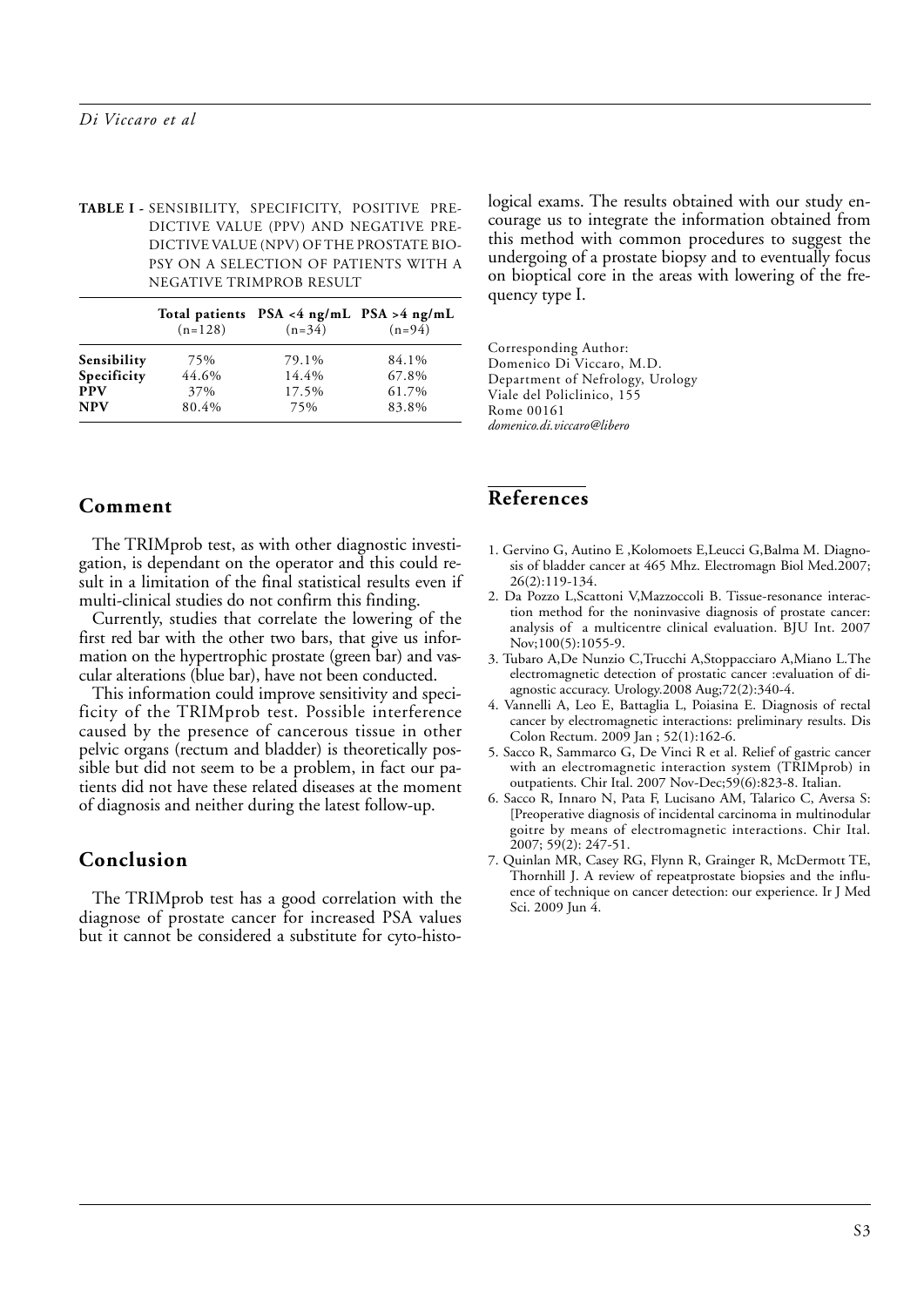**TABLE I** - SENSIBILITY, SPECIFICITY, POSITIVE PREDICTIVE VALUE (PPV) AND NEGATIVE PREDICTIVE VALUE (NPV) OF THE PROSTATE BIOPSY ON A SELECTION OF PATIENTS WITH A NEGATIVE TRIMPROB RESULT

| | Total patients (n=128) | PSA <4 ng/mL (n=34) | PSA >4 ng/mL (n=94) |
|---|---|---|---|
| **Sensibility** | 75% | 79.1% | 84.1% |
| **Specificity** | 44.6% | 14.4% | 67.8% |
| **PPV** | 37% | 17.5% | 61.7% |
| **NPV** | 80.4% | 75% | 83.8% |

## Comment

The TRIMprob test, as with other diagnostic investigation, is dependant on the operator and this could result in a limitation of the final statistical results even if multi-clinical studies do not confirm this finding.

Currently, studies that correlate the lowering of the first red bar with the other two bars, that give us information on the hypertrophic prostate (green bar) and vascular alterations (blue bar), have not been conducted.

This information could improve sensitivity and specificity of the TRIMprob test. Possible interference caused by the presence of cancerous tissue in other pelvic organs (rectum and bladder) is theoretically possible but did not seem to be a problem, in fact our patients did not have these related diseases at the moment of diagnosis and neither during the latest follow-up.

## Conclusion

The TRIMprob test has a good correlation with the diagnose of prostate cancer for increased PSA values but it cannot be considered a substitute for cyto-histological exams. The results obtained with our study encourage us to integrate the information obtained from this method with common procedures to suggest the undergoing of a prostate biopsy and to eventually focus on bioptical core in the areas with lowering of the frequency type I.

Corresponding Author:
Domenico Di Viccaro, M.D.
Department of Nefrology, Urology
Viale del Policlinico, 155
Rome 00161
*domenico.di.viccaro@libero*

## References

1. Gervino G, Autino E ,Kolomoets E,Leucci G,Balma M. Diagnosis of bladder cancer at 465 Mhz. Electromagn Biol Med.2007; 26(2):119-134.
2. Da Pozzo L,Scattoni V,Mazzoccoli B. Tissue-resonance interaction method for the noninvasive diagnosis of prostate cancer: analysis of a multicentre clinical evaluation. BJU Int. 2007 Nov;100(5):1055-9.
3. Tubaro A,De Nunzio C,Trucchi A,Stoppacciaro A,Miano L.The electromagnetic detection of prostatic cancer :evaluation of diagnostic accuracy. Urology.2008 Aug;72(2):340-4.
4. Vannelli A, Leo E, Battaglia L, Poiasina E. Diagnosis of rectal cancer by electromagnetic interactions: preliminary results. Dis Colon Rectum. 2009 Jan ; 52(1):162-6.
5. Sacco R, Sammarco G, De Vinci R et al. Relief of gastric cancer with an electromagnetic interaction system (TRIMprob) in outpatients. Chir Ital. 2007 Nov-Dec;59(6):823-8. Italian.
6. Sacco R, Innaro N, Pata F, Lucisano AM, Talarico C, Aversa S: [Preoperative diagnosis of incidental carcinoma in multinodular goitre by means of electromagnetic interactions. Chir Ital. 2007; 59(2): 247-51.
7. Quinlan MR, Casey RG, Flynn R, Grainger R, McDermott TE, Thornhill J. A review of repeatprostate biopsies and the influence of technique on cancer detection: our experience. Ir J Med Sci. 2009 Jun 4.